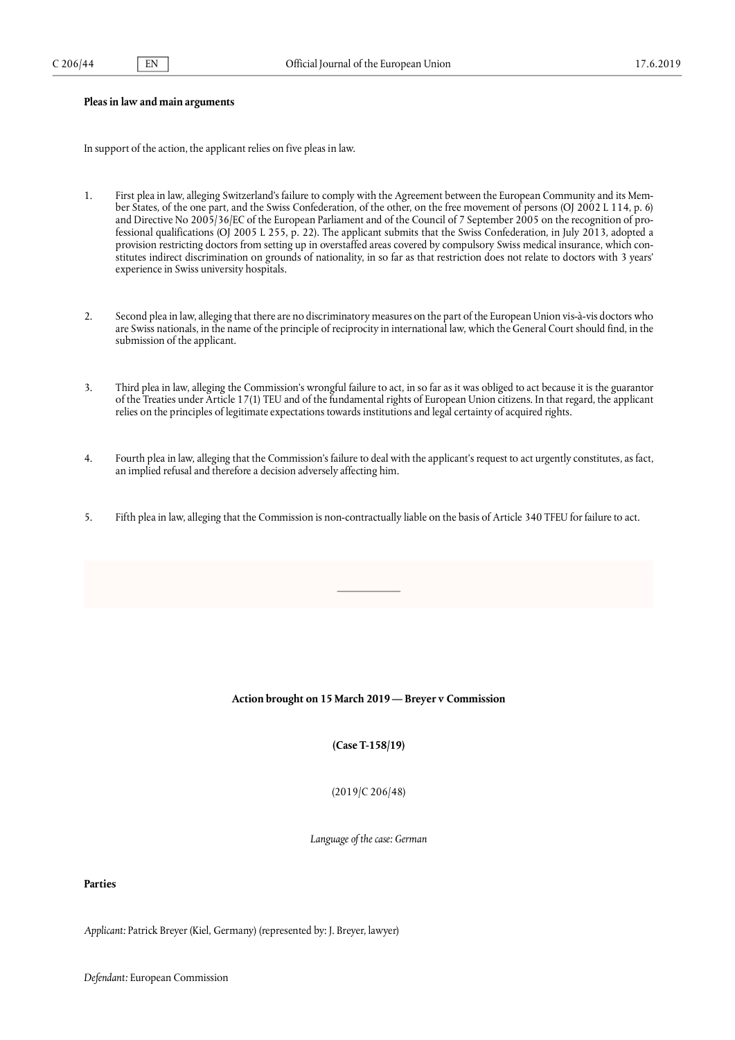**Pleas in law and main arguments**

In support of the action, the applicant relies on five pleas in law.

1. First plea in law, alleging Switzerland's failure to comply with the Agreement between the European Community and its Member States, of the one part, and the Swiss Confederation, of the other, on the free movement of persons (OJ 2002 L 114, p. 6) and Directive No 2005/36/EC of the European Parliament and of the Council of 7 September 2005 on the recognition of professional qualifications (OJ 2005 L 255, p. 22). The applicant submits that the Swiss Confederation, in July 2013, adopted a provision restricting doctors from setting up in overstaffed areas covered by compulsory Swiss medical insurance, which constitutes indirect discrimination on grounds of nationality, in so far as that restriction does not relate to doctors with 3 years' experience in Swiss university hospitals.

2. Second plea in law, alleging that there are no discriminatory measures on the part of the European Union vis-à-vis doctors who are Swiss nationals, in the name of the principle of reciprocity in international law, which the General Court should find, in the submission of the applicant.

3. Third plea in law, alleging the Commission's wrongful failure to act, in so far as it was obliged to act because it is the guarantor of the Treaties under Article 17(1) TEU and of the fundamental rights of European Union citizens. In that regard, the applicant relies on the principles of legitimate expectations towards institutions and legal certainty of acquired rights.

4. Fourth plea in law, alleging that the Commission's failure to deal with the applicant's request to act urgently constitutes, as fact, an implied refusal and therefore a decision adversely affecting him.

5. Fifth plea in law, alleging that the Commission is non-contractually liable on the basis of Article 340 TFEU for failure to act.

---

**Action brought on 15 March 2019 — Breyer v Commission**

**(Case T-158/19)**

(2019/C 206/48)

*Language of the case: German*

**Parties**

*Applicant:* Patrick Breyer (Kiel, Germany) (represented by: J. Breyer, lawyer)

*Defendant:* European Commission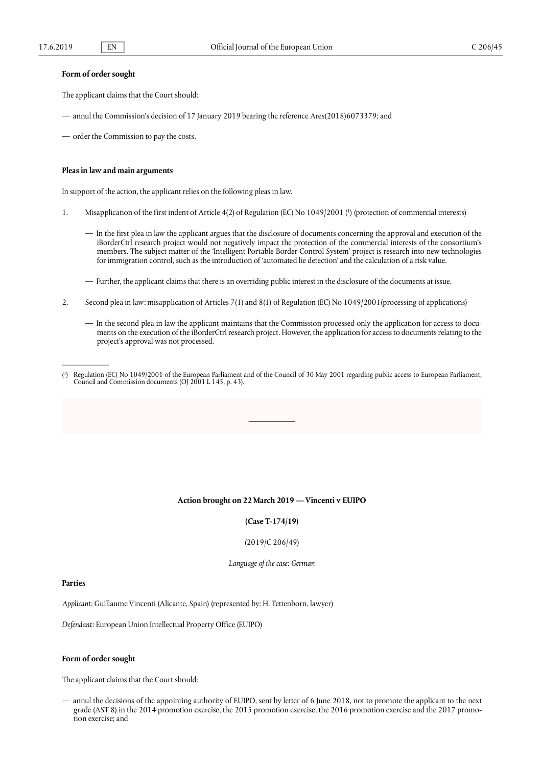**Form of order sought**

The applicant claims that the Court should:

— annul the Commission's decision of 17 January 2019 bearing the reference Ares(2018)6073379; and

— order the Commission to pay the costs.

**Pleas in law and main arguments**

In support of the action, the applicant relies on the following pleas in law.

1. Misapplication of the first indent of Article 4(2) of Regulation (EC) No 1049/2001 [1] (protection of commercial interests)

   — In the first plea in law the applicant argues that the disclosure of documents concerning the approval and execution of the iBorderCtrl research project would not negatively impact the protection of the commercial interests of the consortium's members. The subject matter of the 'Intelligent Portable Border Control System' project is research into new technologies for immigration control, such as the introduction of 'automated lie detection' and the calculation of a risk value.

   — Further, the applicant claims that there is an overriding public interest in the disclosure of the documents at issue.

2. Second plea in law: misapplication of Articles 7(1) and 8(1) of Regulation (EC) No 1049/2001(processing of applications)

   — In the second plea in law the applicant maintains that the Commission processed only the application for access to documents on the execution of the iBorderCtrl research project. However, the application for access to documents relating to the project's approval was not processed.

[1] Regulation (EC) No 1049/2001 of the European Parliament and of the Council of 30 May 2001 regarding public access to European Parliament, Council and Commission documents (OJ 2001 L 145, p. 43).

**Action brought on 22 March 2019 — Vincenti v EUIPO**

**(Case T-174/19)**

(2019/C 206/49)

*Language of the case: German*

**Parties**

*Applicant:* Guillaume Vincenti (Alicante, Spain) (represented by: H. Tettenborn, lawyer)

*Defendant:* European Union Intellectual Property Office (EUIPO)

**Form of order sought**

The applicant claims that the Court should:

— annul the decisions of the appointing authority of EUIPO, sent by letter of 6 June 2018, not to promote the applicant to the next grade (AST 8) in the 2014 promotion exercise, the 2015 promotion exercise, the 2016 promotion exercise and the 2017 promotion exercise; and